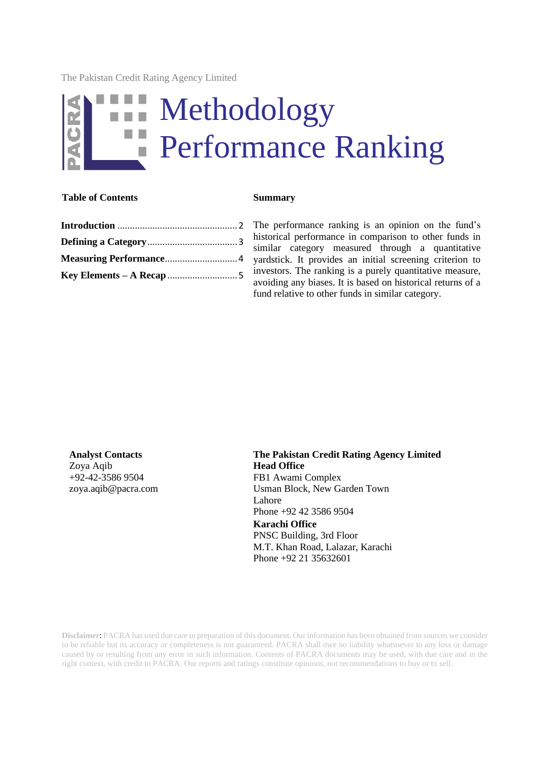The Pakistan Credit Rating Agency Limited

# Methodology
# Performance Ranking

**Table of Contents**

| | |
|---|---|
| **Introduction** | 2 |
| **Defining a Category** | 3 |
| **Measuring Performance** | 4 |
| **Key Elements – A Recap** | 5 |

**Summary**

The performance ranking is an opinion on the fund's historical performance in comparison to other funds in similar category measured through a quantitative yardstick. It provides an initial screening criterion to investors. The ranking is a purely quantitative measure, avoiding any biases. It is based on historical returns of a fund relative to other funds in similar category.

**Analyst Contacts**
Zoya Aqib
+92-42-3586 9504
zoya.aqib@pacra.com

**The Pakistan Credit Rating Agency Limited**
**Head Office**
FB1 Awami Complex
Usman Block, New Garden Town
Lahore
Phone +92 42 3586 9504
**Karachi Office**
PNSC Building, 3rd Floor
M.T. Khan Road, Lalazar, Karachi
Phone +92 21 35632601

**Disclaimer:** PACRA has used due care in preparation of this document. Our information has been obtained from sources we consider to be reliable but its accuracy or completeness is not guaranteed. PACRA shall owe no liability whatsoever to any loss or damage caused by or resulting from any error in such information. Contents of PACRA documents may be used, with due care and in the right context, with credit to PACRA. Our reports and ratings constitute opinions, not recommendations to buy or to sell.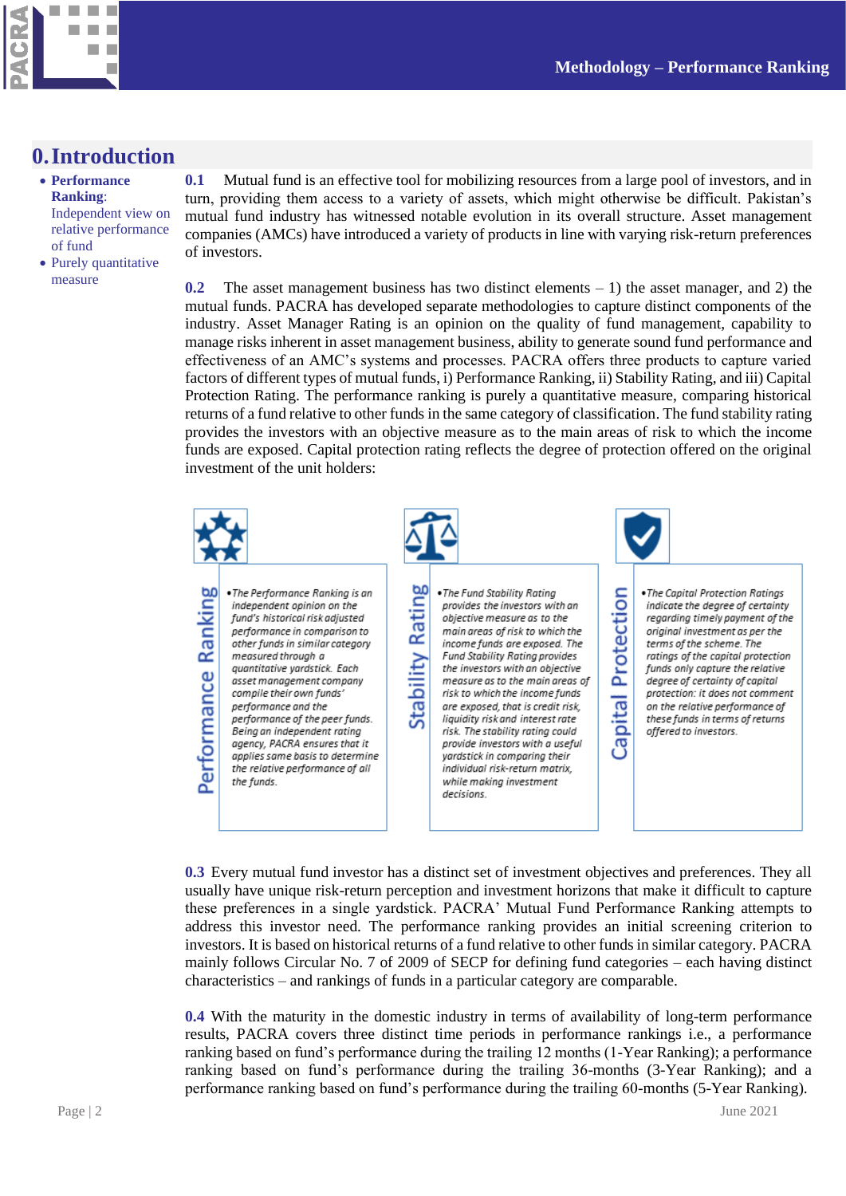# 0. Introduction

- **Performance Ranking**: Independent view on relative performance of fund
- Purely quantitative measure

**0.1** Mutual fund is an effective tool for mobilizing resources from a large pool of investors, and in turn, providing them access to a variety of assets, which might otherwise be difficult. Pakistan's mutual fund industry has witnessed notable evolution in its overall structure. Asset management companies (AMCs) have introduced a variety of products in line with varying risk-return preferences of investors.

**0.2** The asset management business has two distinct elements – 1) the asset manager, and 2) the mutual funds. PACRA has developed separate methodologies to capture distinct components of the industry. Asset Manager Rating is an opinion on the quality of fund management, capability to manage risks inherent in asset management business, ability to generate sound fund performance and effectiveness of an AMC's systems and processes. PACRA offers three products to capture varied factors of different types of mutual funds, i) Performance Ranking, ii) Stability Rating, and iii) Capital Protection Rating. The performance ranking is purely a quantitative measure, comparing historical returns of a fund relative to other funds in the same category of classification. The fund stability rating provides the investors with an objective measure as to the main areas of risk to which the income funds are exposed. Capital protection rating reflects the degree of protection offered on the original investment of the unit holders:

**Performance Ranking**

- *The Performance Ranking is an independent opinion on the fund's historical risk adjusted performance in comparison to other funds in similar category measured through a quantitative yardstick. Each asset management company compile their own funds' performance and the performance of the peer funds. Being an independent rating agency, PACRA ensures that it applies same basis to determine the relative performance of all the funds.*

**Stability Rating**

- *The Fund Stability Rating provides the investors with an objective measure as to the main areas of risk to which the income funds are exposed. The Fund Stability Rating provides the investors with an objective measure as to the main areas of risk to which the income funds are exposed, that is credit risk, liquidity risk and interest rate risk. The stability rating could provide investors with a useful yardstick in comparing their individual risk-return matrix, while making investment decisions.*

**Capital Protection**

- *The Capital Protection Ratings indicate the degree of certainty regarding timely payment of the original investment as per the terms of the scheme. The ratings of the capital protection funds only capture the relative degree of certainty of capital protection: it does not comment on the relative performance of these funds in terms of returns offered to investors.*

**0.3** Every mutual fund investor has a distinct set of investment objectives and preferences. They all usually have unique risk-return perception and investment horizons that make it difficult to capture these preferences in a single yardstick. PACRA' Mutual Fund Performance Ranking attempts to address this investor need. The performance ranking provides an initial screening criterion to investors. It is based on historical returns of a fund relative to other funds in similar category. PACRA mainly follows Circular No. 7 of 2009 of SECP for defining fund categories – each having distinct characteristics – and rankings of funds in a particular category are comparable.

**0.4** With the maturity in the domestic industry in terms of availability of long-term performance results, PACRA covers three distinct time periods in performance rankings i.e., a performance ranking based on fund's performance during the trailing 12 months (1-Year Ranking); a performance ranking based on fund's performance during the trailing 36-months (3-Year Ranking); and a performance ranking based on fund's performance during the trailing 60-months (5-Year Ranking).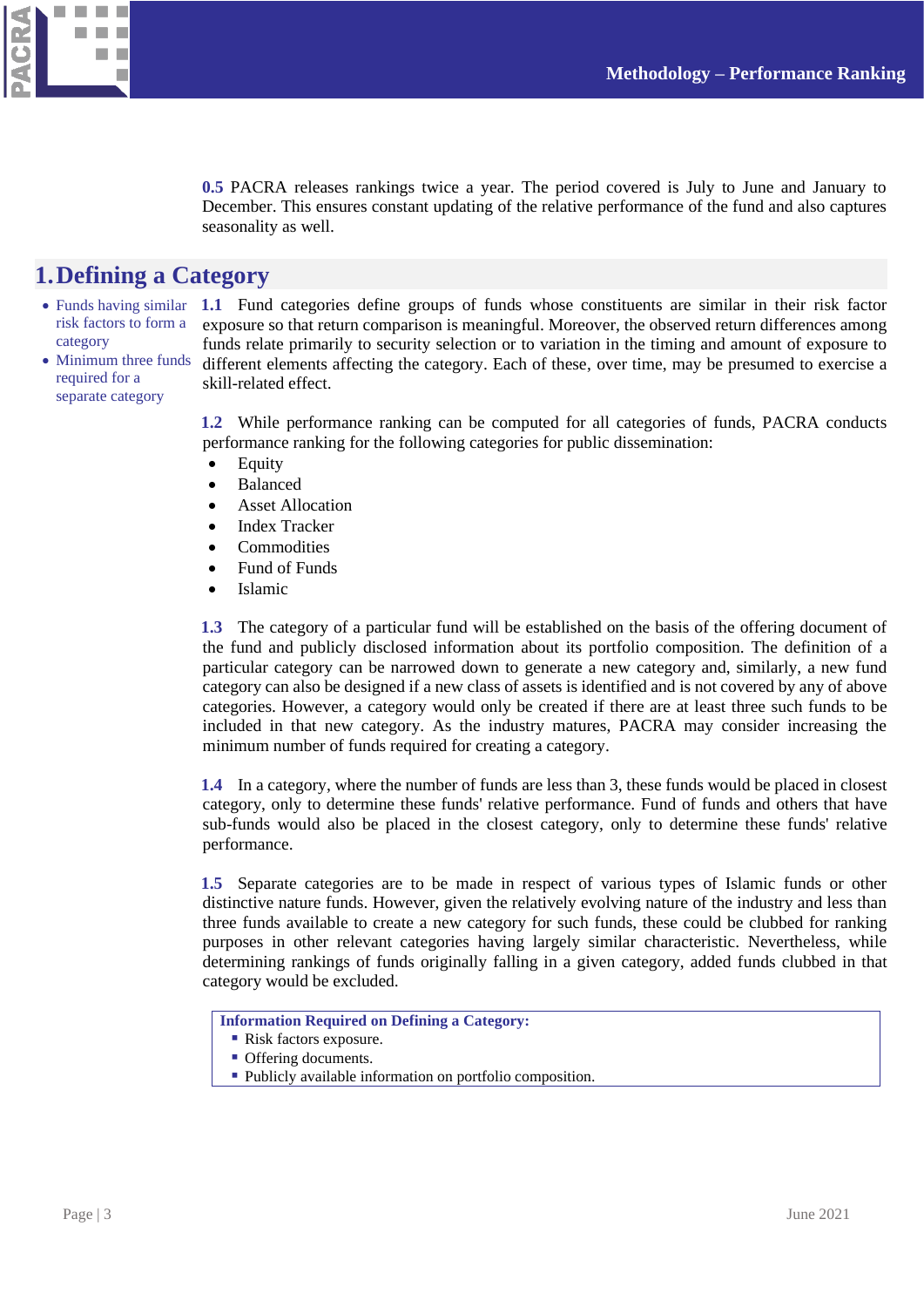**0.5** PACRA releases rankings twice a year. The period covered is July to June and January to December. This ensures constant updating of the relative performance of the fund and also captures seasonality as well.

# 1. Defining a Category

- Funds having similar risk factors to form a category
- Minimum three funds required for a separate category

**1.1** Fund categories define groups of funds whose constituents are similar in their risk factor exposure so that return comparison is meaningful. Moreover, the observed return differences among funds relate primarily to security selection or to variation in the timing and amount of exposure to different elements affecting the category. Each of these, over time, may be presumed to exercise a skill-related effect.

**1.2** While performance ranking can be computed for all categories of funds, PACRA conducts performance ranking for the following categories for public dissemination:

- Equity
- Balanced
- Asset Allocation
- Index Tracker
- Commodities
- Fund of Funds
- Islamic

**1.3** The category of a particular fund will be established on the basis of the offering document of the fund and publicly disclosed information about its portfolio composition. The definition of a particular category can be narrowed down to generate a new category and, similarly, a new fund category can also be designed if a new class of assets is identified and is not covered by any of above categories. However, a category would only be created if there are at least three such funds to be included in that new category. As the industry matures, PACRA may consider increasing the minimum number of funds required for creating a category.

**1.4** In a category, where the number of funds are less than 3, these funds would be placed in closest category, only to determine these funds' relative performance. Fund of funds and others that have sub-funds would also be placed in the closest category, only to determine these funds' relative performance.

**1.5** Separate categories are to be made in respect of various types of Islamic funds or other distinctive nature funds. However, given the relatively evolving nature of the industry and less than three funds available to create a new category for such funds, these could be clubbed for ranking purposes in other relevant categories having largely similar characteristic. Nevertheless, while determining rankings of funds originally falling in a given category, added funds clubbed in that category would be excluded.

**Information Required on Defining a Category:**

- Risk factors exposure.
- Offering documents.
- Publicly available information on portfolio composition.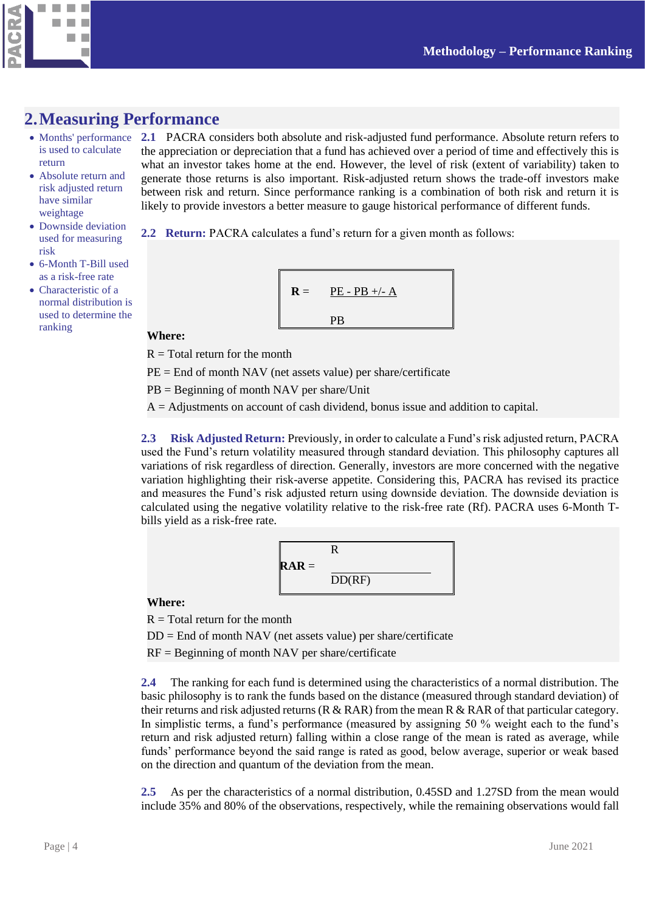## 2. Measuring Performance

- Months' performance is used to calculate return
- Absolute return and risk adjusted return have similar weightage
- Downside deviation used for measuring risk
- 6-Month T-Bill used as a risk-free rate
- Characteristic of a normal distribution is used to determine the ranking

**2.1** PACRA considers both absolute and risk-adjusted fund performance. Absolute return refers to the appreciation or depreciation that a fund has achieved over a period of time and effectively this is what an investor takes home at the end. However, the level of risk (extent of variability) taken to generate those returns is also important. Risk-adjusted return shows the trade-off investors make between risk and return. Since performance ranking is a combination of both risk and return it is likely to provide investors a better measure to gauge historical performance of different funds.

**2.2 Return:** PACRA calculates a fund's return for a given month as follows:

$$R = \frac{PE - PB +/- A}{PB}$$

**Where:**

R = Total return for the month

PE = End of month NAV (net assets value) per share/certificate

PB = Beginning of month NAV per share/Unit

A = Adjustments on account of cash dividend, bonus issue and addition to capital.

**2.3 Risk Adjusted Return:** Previously, in order to calculate a Fund's risk adjusted return, PACRA used the Fund's return volatility measured through standard deviation. This philosophy captures all variations of risk regardless of direction. Generally, investors are more concerned with the negative variation highlighting their risk-averse appetite. Considering this, PACRA has revised its practice and measures the Fund's risk adjusted return using downside deviation. The downside deviation is calculated using the negative volatility relative to the risk-free rate (Rf). PACRA uses 6-Month T-bills yield as a risk-free rate.

$$RAR = \frac{R}{DD(RF)}$$

**Where:**

R = Total return for the month

DD = End of month NAV (net assets value) per share/certificate

RF = Beginning of month NAV per share/certificate

**2.4** The ranking for each fund is determined using the characteristics of a normal distribution. The basic philosophy is to rank the funds based on the distance (measured through standard deviation) of their returns and risk adjusted returns (R & RAR) from the mean R & RAR of that particular category. In simplistic terms, a fund's performance (measured by assigning 50 % weight each to the fund's return and risk adjusted return) falling within a close range of the mean is rated as average, while funds' performance beyond the said range is rated as good, below average, superior or weak based on the direction and quantum of the deviation from the mean.

**2.5** As per the characteristics of a normal distribution, 0.45SD and 1.27SD from the mean would include 35% and 80% of the observations, respectively, while the remaining observations would fall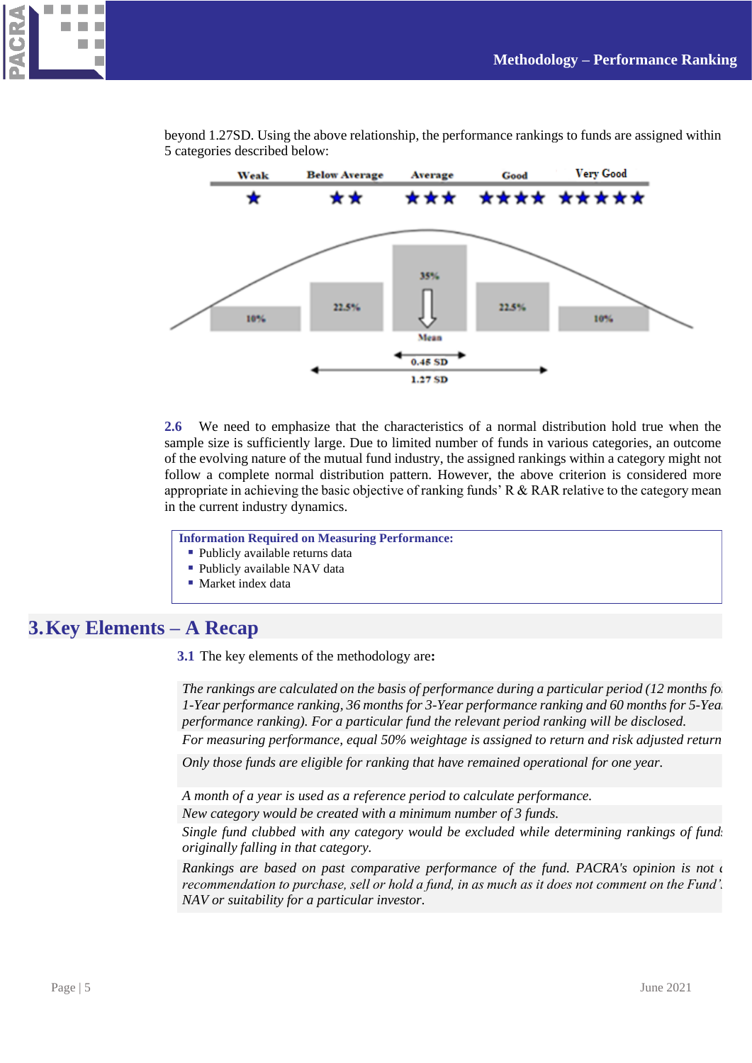beyond 1.27SD. Using the above relationship, the performance rankings to funds are assigned within 5 categories described below:

| Weak | Below Average | Average | Good | Very Good |
|---|---|---|---|---|
| ★ | ★★ | ★★★ | ★★★★ | ★★★★★ |
| 10% | 22.5% | 35% | 22.5% | 10% |

Mean

0.45 SD

1.27 SD

**2.6** We need to emphasize that the characteristics of a normal distribution hold true when the sample size is sufficiently large. Due to limited number of funds in various categories, an outcome of the evolving nature of the mutual fund industry, the assigned rankings within a category might not follow a complete normal distribution pattern. However, the above criterion is considered more appropriate in achieving the basic objective of ranking funds' R & RAR relative to the category mean in the current industry dynamics.

**Information Required on Measuring Performance:**

- Publicly available returns data
- Publicly available NAV data
- Market index data

# 3. Key Elements – A Recap

**3.1** The key elements of the methodology are:

*The rankings are calculated on the basis of performance during a particular period (12 months for 1-Year performance ranking, 36 months for 3-Year performance ranking and 60 months for 5-Year performance ranking). For a particular fund the relevant period ranking will be disclosed.*

*For measuring performance, equal 50% weightage is assigned to return and risk adjusted return*

*Only those funds are eligible for ranking that have remained operational for one year.*

*A month of a year is used as a reference period to calculate performance.*

*New category would be created with a minimum number of 3 funds.*

*Single fund clubbed with any category would be excluded while determining rankings of funds originally falling in that category.*

*Rankings are based on past comparative performance of the fund. PACRA's opinion is not a recommendation to purchase, sell or hold a fund, in as much as it does not comment on the Fund's NAV or suitability for a particular investor.*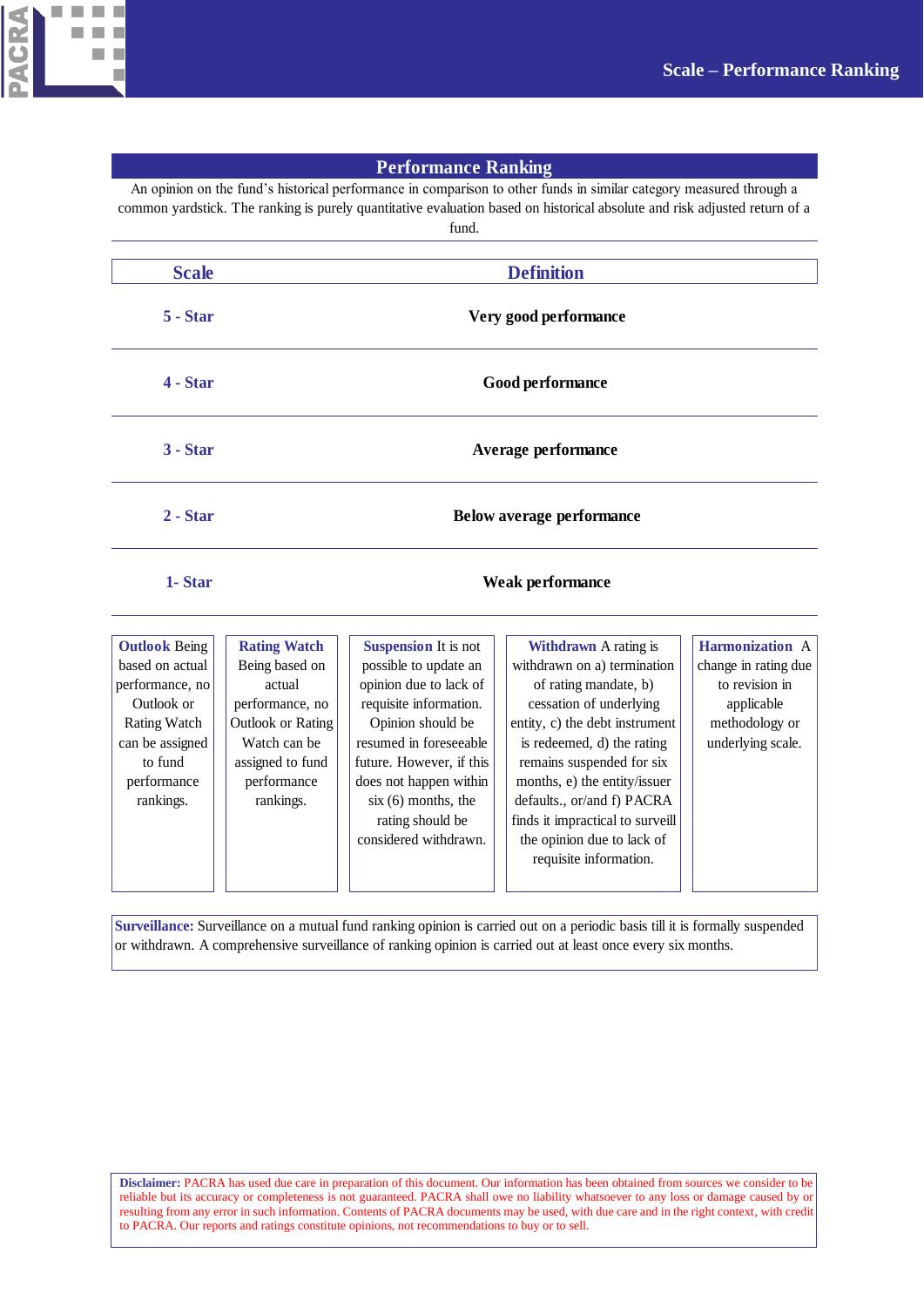## Performance Ranking

An opinion on the fund's historical performance in comparison to other funds in similar category measured through a common yardstick. The ranking is purely quantitative evaluation based on historical absolute and risk adjusted return of a fund.

| Scale | Definition |
|---|---|
| 5 - Star | Very good performance |
| 4 - Star | Good performance |
| 3 - Star | Average performance |
| 2 - Star | Below average performance |
| 1- Star | Weak performance |

**Outlook** Being based on actual performance, no Outlook or Rating Watch can be assigned to fund performance rankings.

**Rating Watch** Being based on actual performance, no Outlook or Rating Watch can be assigned to fund performance rankings.

**Suspension** It is not possible to update an opinion due to lack of requisite information. Opinion should be resumed in foreseeable future. However, if this does not happen within six (6) months, the rating should be considered withdrawn.

**Withdrawn** A rating is withdrawn on a) termination of rating mandate, b) cessation of underlying entity, c) the debt instrument is redeemed, d) the rating remains suspended for six months, e) the entity/issuer defaults., or/and f) PACRA finds it impractical to surveill the opinion due to lack of requisite information.

**Harmonization** A change in rating due to revision in applicable methodology or underlying scale.

**Surveillance:** Surveillance on a mutual fund ranking opinion is carried out on a periodic basis till it is formally suspended or withdrawn. A comprehensive surveillance of ranking opinion is carried out at least once every six months.

**Disclaimer:** PACRA has used due care in preparation of this document. Our information has been obtained from sources we consider to be reliable but its accuracy or completeness is not guaranteed. PACRA shall owe no liability whatsoever to any loss or damage caused by or resulting from any error in such information. Contents of PACRA documents may be used, with due care and in the right context, with credit to PACRA. Our reports and ratings constitute opinions, not recommendations to buy or to sell.